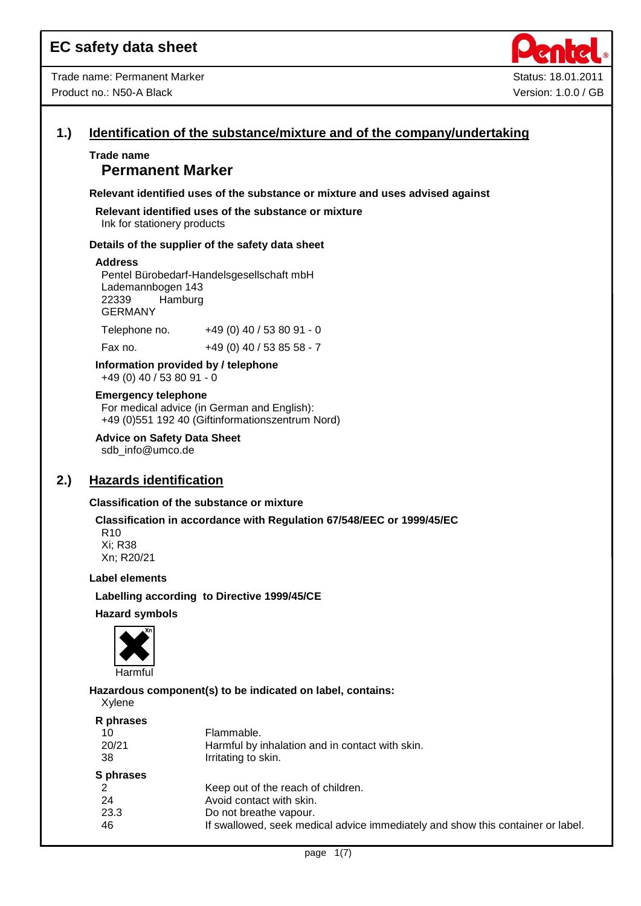# EC safety data sheet

Trade name: Permanent Marker
Product no.: N50-A Black

Status: 18.01.2011
Version: 1.0.0 / GB

## 1.) Identification of the substance/mixture and of the company/undertaking

**Trade name**

**Permanent Marker**

**Relevant identified uses of the substance or mixture and uses advised against**

**Relevant identified uses of the substance or mixture**

Ink for stationery products

**Details of the supplier of the safety data sheet**

**Address**

Pentel Bürobedarf-Handelsgesellschaft mbH
Lademannbogen 143
22339 Hamburg
GERMANY

| Telephone no. | +49 (0) 40 / 53 80 91 - 0 |
|---|---|
| Fax no. | +49 (0) 40 / 53 85 58 - 7 |

**Information provided by / telephone**

+49 (0) 40 / 53 80 91 - 0

**Emergency telephone**

For medical advice (in German and English):
+49 (0)551 192 40 (Giftinformationszentrum Nord)

**Advice on Safety Data Sheet**

sdb_info@umco.de

## 2.) Hazards identification

**Classification of the substance or mixture**

**Classification in accordance with Regulation 67/548/EEC or 1999/45/EC**

R10
Xi; R38
Xn; R20/21

**Label elements**

**Labelling according to Directive 1999/45/CE**

**Hazard symbols**

Xn
Harmful

**Hazardous component(s) to be indicated on label, contains:**

Xylene

**R phrases**

| | |
|---|---|
| 10 | Flammable. |
| 20/21 | Harmful by inhalation and in contact with skin. |
| 38 | Irritating to skin. |

**S phrases**

| | |
|---|---|
| 2 | Keep out of the reach of children. |
| 24 | Avoid contact with skin. |
| 23.3 | Do not breathe vapour. |
| 46 | If swallowed, seek medical advice immediately and show this container or label. |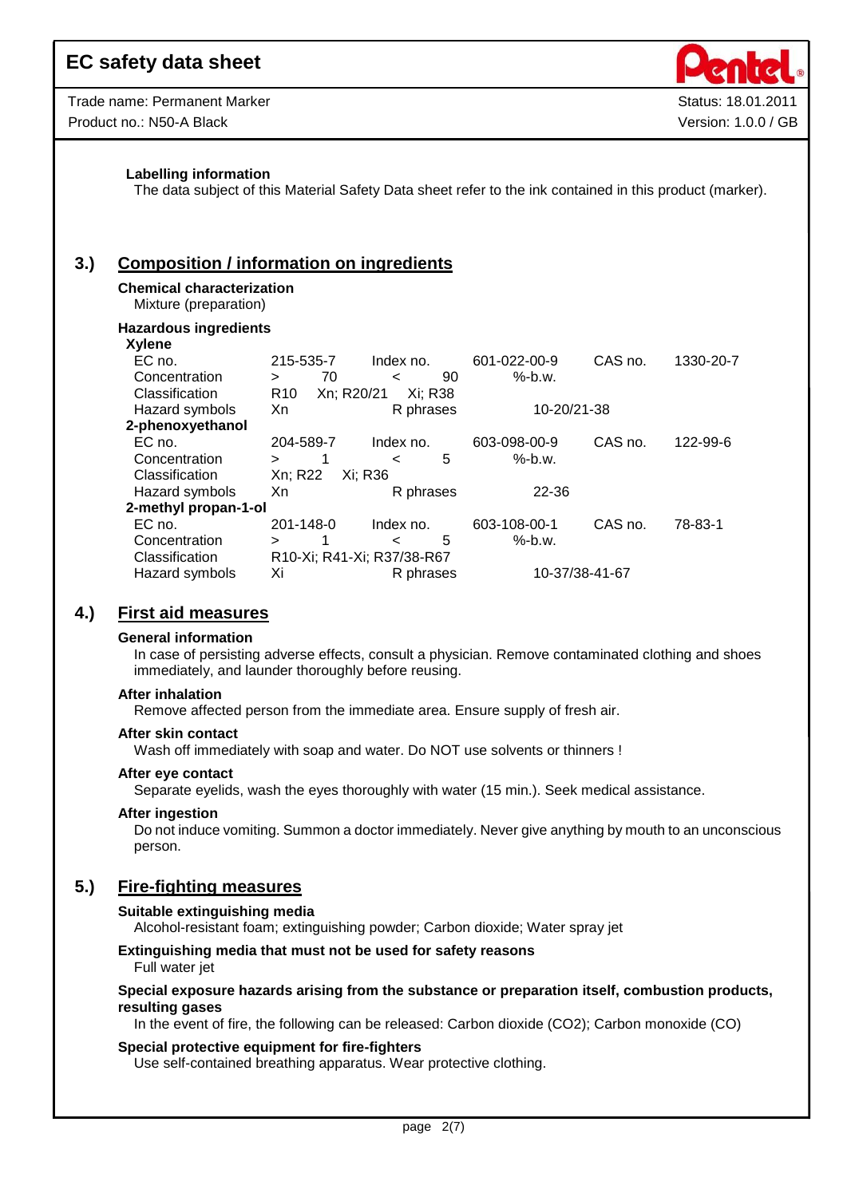### Labelling information

The data subject of this Material Safety Data sheet refer to the ink contained in this product (marker).

## 3.) Composition / information on ingredients

### Chemical characterization

Mixture (preparation)

### Hazardous ingredients

**Xylene**

| | | | | | | | |
|---|---|---|---|---|---|---|---|
| EC no. | 215-535-7 | | Index no. | | 601-022-00-9 | CAS no. | 1330-20-7 |
| Concentration | > | 70 | < | 90 | %-b.w. | | |
| Classification | R10 | Xn; R20/21 | Xi; R38 | | | | |
| Hazard symbols | Xn | | R phrases | | 10-20/21-38 | | |

**2-phenoxyethanol**

| | | | | | | | |
|---|---|---|---|---|---|---|---|
| EC no. | 204-589-7 | | Index no. | | 603-098-00-9 | CAS no. | 122-99-6 |
| Concentration | > | 1 | < | 5 | %-b.w. | | |
| Classification | Xn; R22 | Xi; R36 | | | | | |
| Hazard symbols | Xn | | R phrases | | 22-36 | | |

**2-methyl propan-1-ol**

| | | | | | | | |
|---|---|---|---|---|---|---|---|
| EC no. | 201-148-0 | | Index no. | | 603-108-00-1 | CAS no. | 78-83-1 |
| Concentration | > | 1 | < | 5 | %-b.w. | | |
| Classification | R10-Xi; R41-Xi; R37/38-R67 | | | | | | |
| Hazard symbols | Xi | | R phrases | | 10-37/38-41-67 | | |

## 4.) First aid measures

### General information

In case of persisting adverse effects, consult a physician. Remove contaminated clothing and shoes immediately, and launder thoroughly before reusing.

### After inhalation

Remove affected person from the immediate area. Ensure supply of fresh air.

### After skin contact

Wash off immediately with soap and water. Do NOT use solvents or thinners !

### After eye contact

Separate eyelids, wash the eyes thoroughly with water (15 min.). Seek medical assistance.

### After ingestion

Do not induce vomiting. Summon a doctor immediately. Never give anything by mouth to an unconscious person.

## 5.) Fire-fighting measures

### Suitable extinguishing media

Alcohol-resistant foam; extinguishing powder; Carbon dioxide; Water spray jet

### Extinguishing media that must not be used for safety reasons

Full water jet

### Special exposure hazards arising from the substance or preparation itself, combustion products, resulting gases

In the event of fire, the following can be released: Carbon dioxide ($CO_2$); Carbon monoxide (CO)

### Special protective equipment for fire-fighters

Use self-contained breathing apparatus. Wear protective clothing.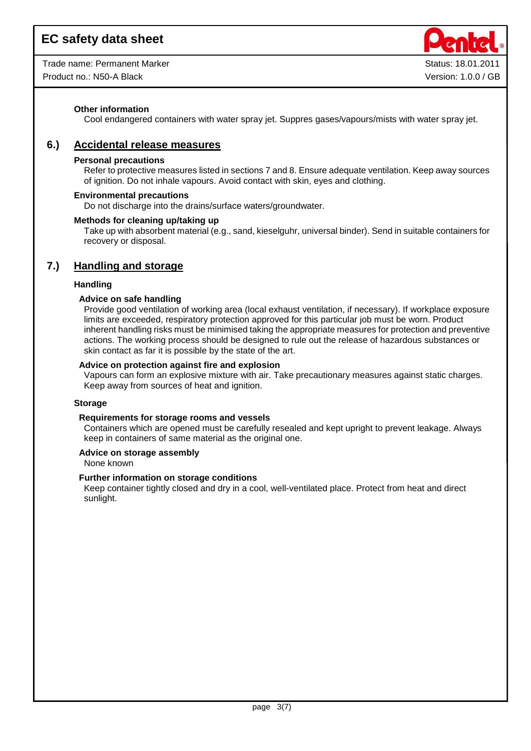**Other information**

Cool endangered containers with water spray jet. Suppres gases/vapours/mists with water spray jet.

## 6.) Accidental release measures

**Personal precautions**

Refer to protective measures listed in sections 7 and 8. Ensure adequate ventilation. Keep away sources of ignition. Do not inhale vapours. Avoid contact with skin, eyes and clothing.

**Environmental precautions**

Do not discharge into the drains/surface waters/groundwater.

**Methods for cleaning up/taking up**

Take up with absorbent material (e.g., sand, kieselguhr, universal binder). Send in suitable containers for recovery or disposal.

## 7.) Handling and storage

### Handling

**Advice on safe handling**

Provide good ventilation of working area (local exhaust ventilation, if necessary). If workplace exposure limits are exceeded, respiratory protection approved for this particular job must be worn. Product inherent handling risks must be minimised taking the appropriate measures for protection and preventive actions. The working process should be designed to rule out the release of hazardous substances or skin contact as far it is possible by the state of the art.

**Advice on protection against fire and explosion**

Vapours can form an explosive mixture with air. Take precautionary measures against static charges. Keep away from sources of heat and ignition.

### Storage

**Requirements for storage rooms and vessels**

Containers which are opened must be carefully resealed and kept upright to prevent leakage. Always keep in containers of same material as the original one.

**Advice on storage assembly**

None known

**Further information on storage conditions**

Keep container tightly closed and dry in a cool, well-ventilated place. Protect from heat and direct sunlight.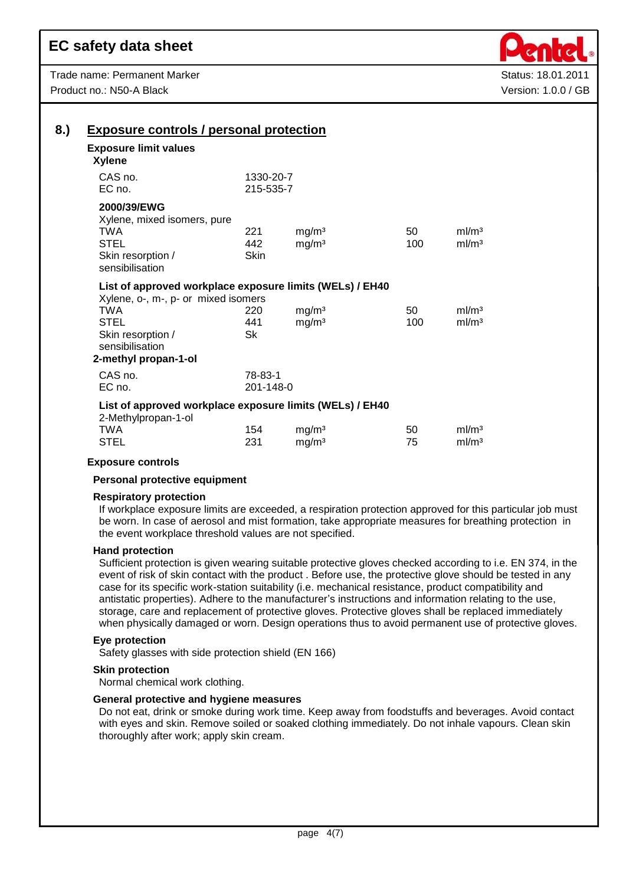## 8.) Exposure controls / personal protection

### Exposure limit values

**Xylene**

| | | | | |
|---|---|---|---|---|
| CAS no. | 1330-20-7 | | | |
| EC no. | 215-535-7 | | | |

**2000/39/EWG**

| Xylene, mixed isomers, pure | | | | |
|---|---|---|---|---|
| TWA | 221 | mg/m³ | 50 | ml/m³ |
| STEL | 442 | mg/m³ | 100 | ml/m³ |
| Skin resorption / sensibilisation | Skin | | | |

**List of approved workplace exposure limits (WELs) / EH40**

| Xylene, o-, m-, p- or mixed isomers | | | | |
|---|---|---|---|---|
| TWA | 220 | mg/m³ | 50 | ml/m³ |
| STEL | 441 | mg/m³ | 100 | ml/m³ |
| Skin resorption / sensibilisation | Sk | | | |

**2-methyl propan-1-ol**

| | | | | |
|---|---|---|---|---|
| CAS no. | 78-83-1 | | | |
| EC no. | 201-148-0 | | | |

**List of approved workplace exposure limits (WELs) / EH40**

| 2-Methylpropan-1-ol | | | | |
|---|---|---|---|---|
| TWA | 154 | mg/m³ | 50 | ml/m³ |
| STEL | 231 | mg/m³ | 75 | ml/m³ |

### Exposure controls

**Personal protective equipment**

**Respiratory protection**

If workplace exposure limits are exceeded, a respiration protection approved for this particular job must be worn. In case of aerosol and mist formation, take appropriate measures for breathing protection in the event workplace threshold values are not specified.

**Hand protection**

Sufficient protection is given wearing suitable protective gloves checked according to i.e. EN 374, in the event of risk of skin contact with the product . Before use, the protective glove should be tested in any case for its specific work-station suitability (i.e. mechanical resistance, product compatibility and antistatic properties). Adhere to the manufacturer's instructions and information relating to the use, storage, care and replacement of protective gloves. Protective gloves shall be replaced immediately when physically damaged or worn. Design operations thus to avoid permanent use of protective gloves.

**Eye protection**

Safety glasses with side protection shield (EN 166)

**Skin protection**

Normal chemical work clothing.

**General protective and hygiene measures**

Do not eat, drink or smoke during work time. Keep away from foodstuffs and beverages. Avoid contact with eyes and skin. Remove soiled or soaked clothing immediately. Do not inhale vapours. Clean skin thoroughly after work; apply skin cream.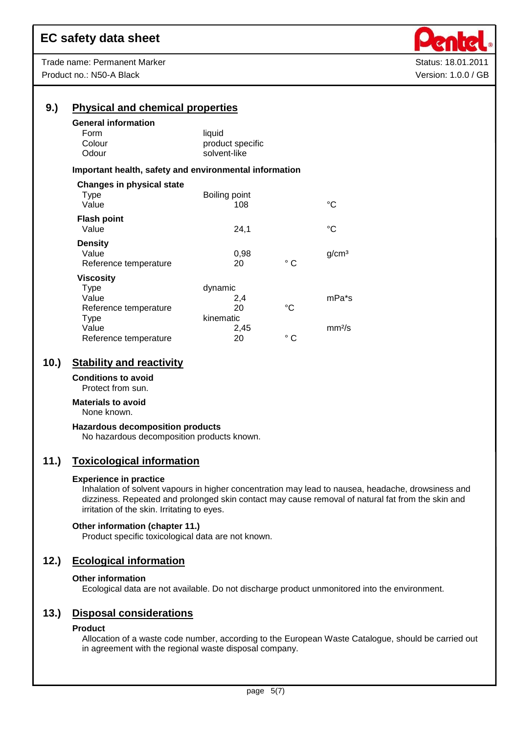## 9.) Physical and chemical properties

**General information**

| | |
|---|---|
| Form | liquid |
| Colour | product specific |
| Odour | solvent-like |

**Important health, safety and environmental information**

**Changes in physical state**

| | | | |
|---|---|---|---|
| Type | Boiling point | | |
| Value | 108 | | °C |

**Flash point**

| | | | |
|---|---|---|---|
| Value | 24,1 | | °C |

**Density**

| | | | |
|---|---|---|---|
| Value | 0,98 | | g/cm³ |
| Reference temperature | 20 | ° C | |

**Viscosity**

| | | | |
|---|---|---|---|
| Type | dynamic | | |
| Value | 2,4 | | mPa*s |
| Reference temperature | 20 | °C | |
| Type | kinematic | | |
| Value | 2,45 | | mm²/s |
| Reference temperature | 20 | ° C | |

## 10.) Stability and reactivity

**Conditions to avoid**

Protect from sun.

**Materials to avoid**

None known.

**Hazardous decomposition products**

No hazardous decomposition products known.

## 11.) Toxicological information

**Experience in practice**

Inhalation of solvent vapours in higher concentration may lead to nausea, headache, drowsiness and dizziness. Repeated and prolonged skin contact may cause removal of natural fat from the skin and irritation of the skin. Irritating to eyes.

**Other information (chapter 11.)**

Product specific toxicological data are not known.

## 12.) Ecological information

**Other information**

Ecological data are not available. Do not discharge product unmonitored into the environment.

## 13.) Disposal considerations

**Product**

Allocation of a waste code number, according to the European Waste Catalogue, should be carried out in agreement with the regional waste disposal company.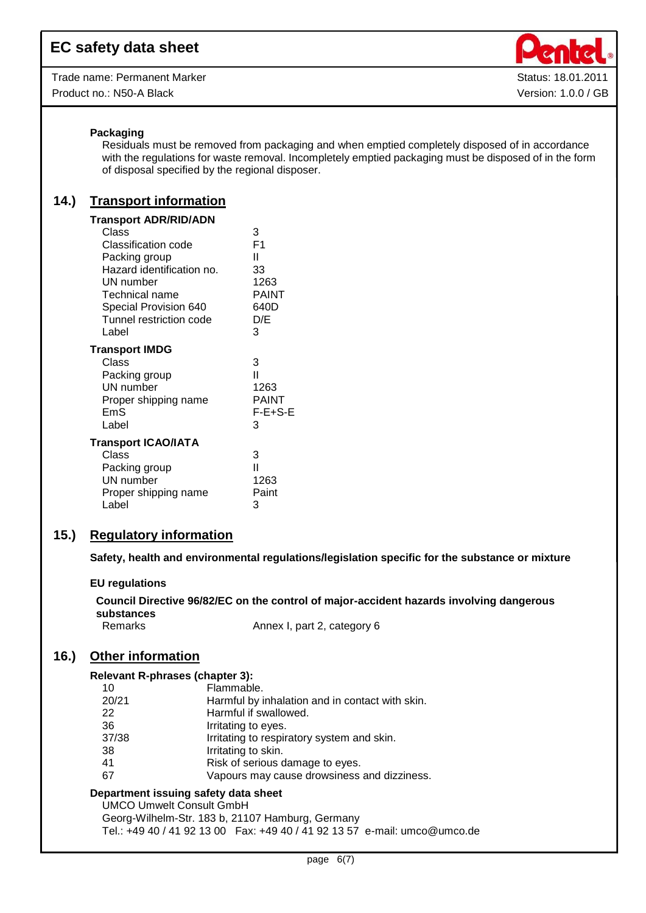**Packaging**

Residuals must be removed from packaging and when emptied completely disposed of in accordance with the regulations for waste removal. Incompletely emptied packaging must be disposed of in the form of disposal specified by the regional disposer.

## 14.) Transport information

**Transport ADR/RID/ADN**

| | |
|---|---|
| Class | 3 |
| Classification code | F1 |
| Packing group | II |
| Hazard identification no. | 33 |
| UN number | 1263 |
| Technical name | PAINT |
| Special Provision 640 | 640D |
| Tunnel restriction code | D/E |
| Label | 3 |

**Transport IMDG**

| | |
|---|---|
| Class | 3 |
| Packing group | II |
| UN number | 1263 |
| Proper shipping name | PAINT |
| EmS | F-E+S-E |
| Label | 3 |

**Transport ICAO/IATA**

| | |
|---|---|
| Class | 3 |
| Packing group | II |
| UN number | 1263 |
| Proper shipping name | Paint |
| Label | 3 |

## 15.) Regulatory information

**Safety, health and environmental regulations/legislation specific for the substance or mixture**

**EU regulations**

**Council Directive 96/82/EC on the control of major-accident hazards involving dangerous substances**

Remarks: Annex I, part 2, category 6

## 16.) Other information

**Relevant R-phrases (chapter 3):**

| | |
|---|---|
| 10 | Flammable. |
| 20/21 | Harmful by inhalation and in contact with skin. |
| 22 | Harmful if swallowed. |
| 36 | Irritating to eyes. |
| 37/38 | Irritating to respiratory system and skin. |
| 38 | Irritating to skin. |
| 41 | Risk of serious damage to eyes. |
| 67 | Vapours may cause drowsiness and dizziness. |

**Department issuing safety data sheet**

UMCO Umwelt Consult GmbH
Georg-Wilhelm-Str. 183 b, 21107 Hamburg, Germany
Tel.: +49 40 / 41 92 13 00 Fax: +49 40 / 41 92 13 57 e-mail: umco@umco.de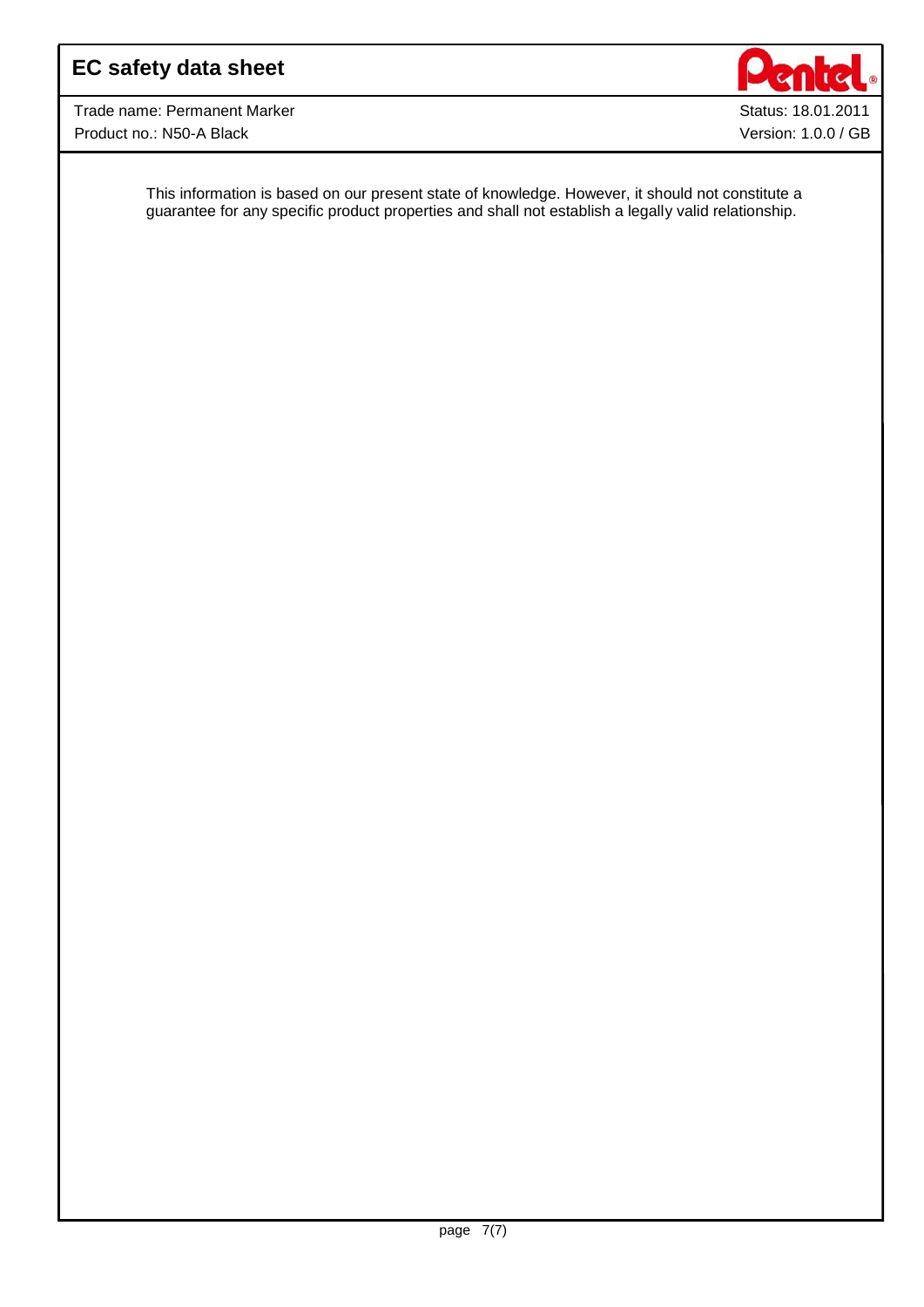This information is based on our present state of knowledge. However, it should not constitute a guarantee for any specific product properties and shall not establish a legally valid relationship.